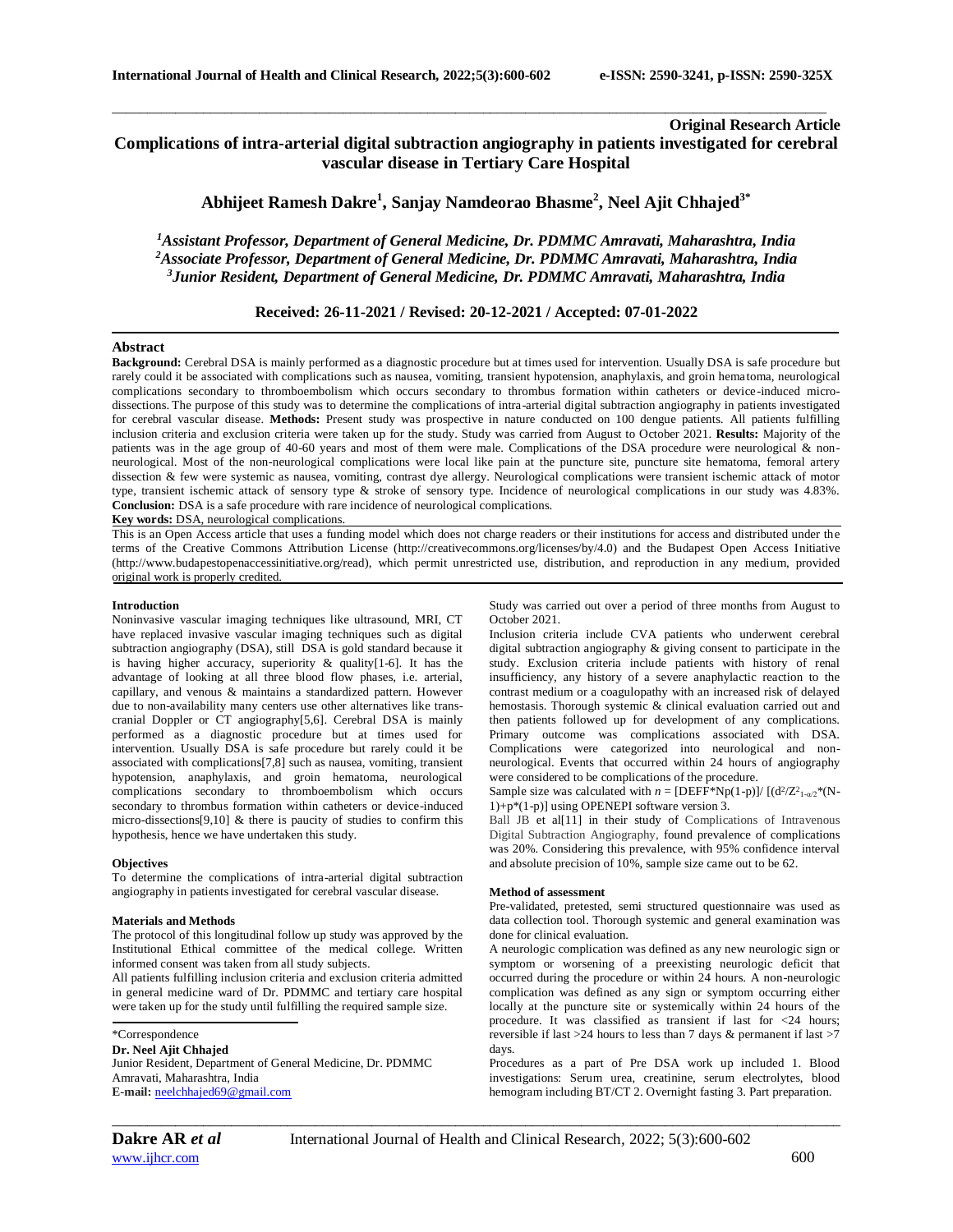**Original Research Article**

# Complications of intra-arterial digital subtraction angiography in patients investigated for cerebral vascular disease in Tertiary Care Hospital

**Abhijeet Ramesh Dakre[1], Sanjay Namdeorao Bhasme[2], Neel Ajit Chhajed[3*]**

*[1]Assistant Professor, Department of General Medicine, Dr. PDMMC Amravati, Maharashtra, India*
*[2]Associate Professor, Department of General Medicine, Dr. PDMMC Amravati, Maharashtra, India*
*[3]Junior Resident, Department of General Medicine, Dr. PDMMC Amravati, Maharashtra, India*

**Received: 26-11-2021 / Revised: 20-12-2021 / Accepted: 07-01-2022**

## Abstract

**Background:** Cerebral DSA is mainly performed as a diagnostic procedure but at times used for intervention. Usually DSA is safe procedure but rarely could it be associated with complications such as nausea, vomiting, transient hypotension, anaphylaxis, and groin hematoma, neurological complications secondary to thromboembolism which occurs secondary to thrombus formation within catheters or device-induced micro-dissections. The purpose of this study was to determine the complications of intra-arterial digital subtraction angiography in patients investigated for cerebral vascular disease. **Methods:** Present study was prospective in nature conducted on 100 dengue patients. All patients fulfilling inclusion criteria and exclusion criteria were taken up for the study. Study was carried from August to October 2021. **Results:** Majority of the patients was in the age group of 40-60 years and most of them were male. Complications of the DSA procedure were neurological & non-neurological. Most of the non-neurological complications were local like pain at the puncture site, puncture site hematoma, femoral artery dissection & few were systemic as nausea, vomiting, contrast dye allergy. Neurological complications were transient ischemic attack of motor type, transient ischemic attack of sensory type & stroke of sensory type. Incidence of neurological complications in our study was 4.83%. **Conclusion:** DSA is a safe procedure with rare incidence of neurological complications.

**Key words:** DSA, neurological complications.

This is an Open Access article that uses a funding model which does not charge readers or their institutions for access and distributed under the terms of the Creative Commons Attribution License (http://creativecommons.org/licenses/by/4.0) and the Budapest Open Access Initiative (http://www.budapestopenaccessinitiative.org/read), which permit unrestricted use, distribution, and reproduction in any medium, provided original work is properly credited.

### Introduction

Noninvasive vascular imaging techniques like ultrasound, MRI, CT have replaced invasive vascular imaging techniques such as digital subtraction angiography (DSA), still DSA is gold standard because it is having higher accuracy, superiority & quality[1-6]. It has the advantage of looking at all three blood flow phases, i.e. arterial, capillary, and venous & maintains a standardized pattern. However due to non-availability many centers use other alternatives like trans-cranial Doppler or CT angiography[5,6]. Cerebral DSA is mainly performed as a diagnostic procedure but at times used for intervention. Usually DSA is safe procedure but rarely could it be associated with complications[7,8] such as nausea, vomiting, transient hypotension, anaphylaxis, and groin hematoma, neurological complications secondary to thromboembolism which occurs secondary to thrombus formation within catheters or device-induced micro-dissections[9,10] & there is paucity of studies to confirm this hypothesis, hence we have undertaken this study.

### Objectives

To determine the complications of intra-arterial digital subtraction angiography in patients investigated for cerebral vascular disease.

### Materials and Methods

The protocol of this longitudinal follow up study was approved by the Institutional Ethical committee of the medical college. Written informed consent was taken from all study subjects.

All patients fulfilling inclusion criteria and exclusion criteria admitted in general medicine ward of Dr. PDMMC and tertiary care hospital were taken up for the study until fulfilling the required sample size.

Study was carried out over a period of three months from August to October 2021.

Inclusion criteria include CVA patients who underwent cerebral digital subtraction angiography & giving consent to participate in the study. Exclusion criteria include patients with history of renal insufficiency, any history of a severe anaphylactic reaction to the contrast medium or a coagulopathy with an increased risk of delayed hemostasis. Thorough systemic & clinical evaluation carried out and then patients followed up for development of any complications. Primary outcome was complications associated with DSA. Complications were categorized into neurological and non-neurological. Events that occurred within 24 hours of angiography were considered to be complications of the procedure.

Sample size was calculated with $n = [DEFF*Np(1-p)]/ [(d^2/Z^2_{1-\alpha/2}*(N-1)+p*(1-p)]$ using OPENEPI software version 3.

Ball JB et al[11] in their study of Complications of Intravenous Digital Subtraction Angiography, found prevalence of complications was 20%. Considering this prevalence, with 95% confidence interval and absolute precision of 10%, sample size came out to be 62.

#### Method of assessment

Pre-validated, pretested, semi structured questionnaire was used as data collection tool. Thorough systemic and general examination was done for clinical evaluation.

A neurologic complication was defined as any new neurologic sign or symptom or worsening of a preexisting neurologic deficit that occurred during the procedure or within 24 hours. A non-neurologic complication was defined as any sign or symptom occurring either locally at the puncture site or systemically within 24 hours of the procedure. It was classified as transient if last for <24 hours; reversible if last >24 hours to less than 7 days & permanent if last >7 days.

Procedures as a part of Pre DSA work up included 1. Blood investigations: Serum urea, creatinine, serum electrolytes, blood hemogram including BT/CT 2. Overnight fasting 3. Part preparation.

\*Correspondence
**Dr. Neel Ajit Chhajed**
Junior Resident, Department of General Medicine, Dr. PDMMC Amravati, Maharashtra, India
**E-mail:** neelchhajed69@gmail.com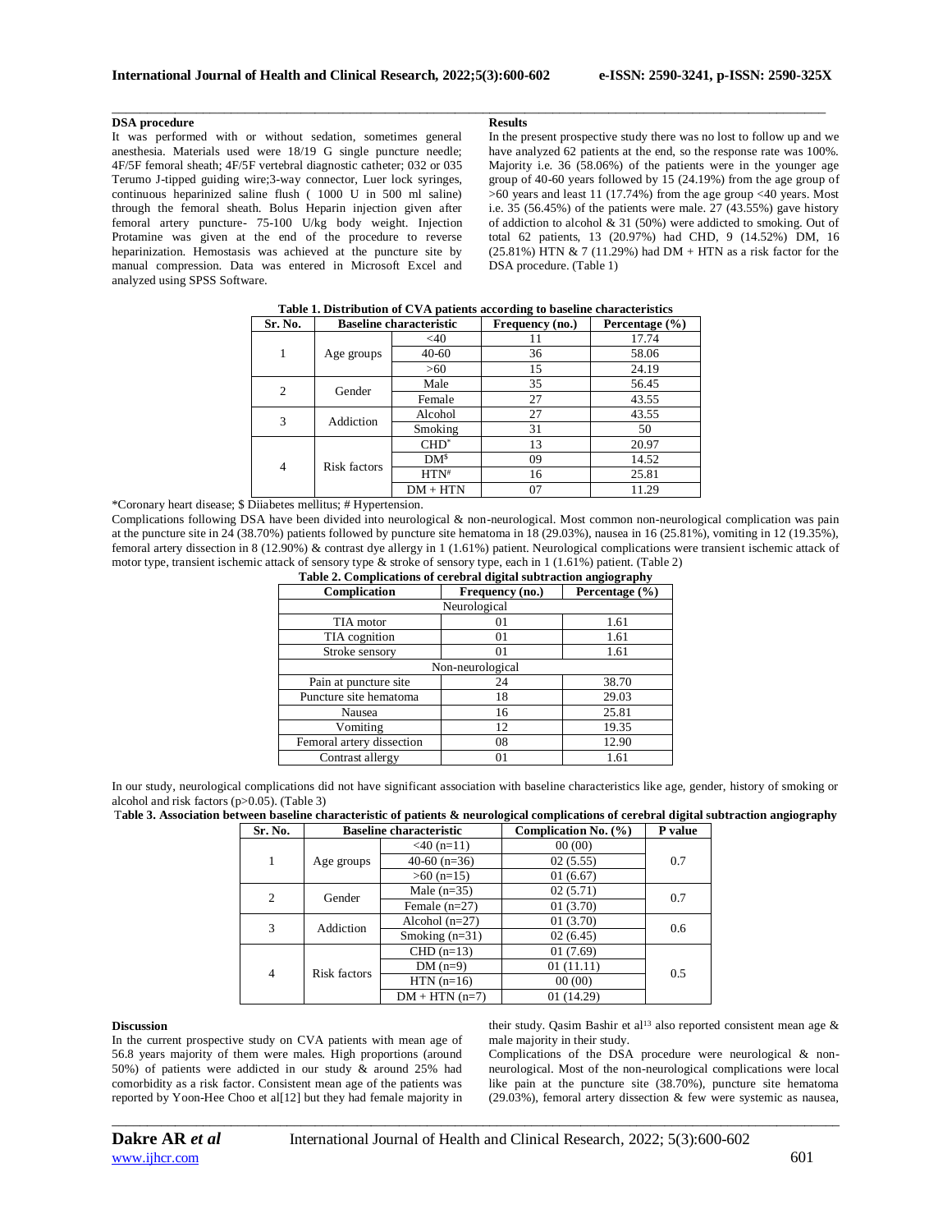### DSA procedure

It was performed with or without sedation, sometimes general anesthesia. Materials used were 18/19 G single puncture needle; 4F/5F femoral sheath; 4F/5F vertebral diagnostic catheter; 032 or 035 Terumo J-tipped guiding wire;3-way connector, Luer lock syringes, continuous heparinized saline flush ( 1000 U in 500 ml saline) through the femoral sheath. Bolus Heparin injection given after femoral artery puncture- 75-100 U/kg body weight. Injection Protamine was given at the end of the procedure to reverse heparinization. Hemostasis was achieved at the puncture site by manual compression. Data was entered in Microsoft Excel and analyzed using SPSS Software.

### Results

In the present prospective study there was no lost to follow up and we have analyzed 62 patients at the end, so the response rate was 100%. Majority i.e. 36 (58.06%) of the patients were in the younger age group of 40-60 years followed by 15 (24.19%) from the age group of >60 years and least 11 (17.74%) from the age group <40 years. Most i.e. 35 (56.45%) of the patients were male. 27 (43.55%) gave history of addiction to alcohol & 31 (50%) were addicted to smoking. Out of total 62 patients, 13 (20.97%) had CHD, 9 (14.52%) DM, 16 (25.81%) HTN & 7 (11.29%) had DM + HTN as a risk factor for the DSA procedure. (Table 1)

**Table 1. Distribution of CVA patients according to baseline characteristics**

| Sr. No. | Baseline characteristic | | Frequency (no.) | Percentage (%) |
|---|---|---|---|---|
| 1 | Age groups | <40 | 11 | 17.74 |
| | | 40-60 | 36 | 58.06 |
| | | >60 | 15 | 24.19 |
| 2 | Gender | Male | 35 | 56.45 |
| | | Female | 27 | 43.55 |
| 3 | Addiction | Alcohol | 27 | 43.55 |
| | | Smoking | 31 | 50 |
| 4 | Risk factors | CHD* | 13 | 20.97 |
| | | DM$ | 09 | 14.52 |
| | | HTN# | 16 | 25.81 |
| | | DM + HTN | 07 | 11.29 |

*Coronary heart disease; $ Diiabetes mellitus; # Hypertension.

Complications following DSA have been divided into neurological & non-neurological. Most common non-neurological complication was pain at the puncture site in 24 (38.70%) patients followed by puncture site hematoma in 18 (29.03%), nausea in 16 (25.81%), vomiting in 12 (19.35%), femoral artery dissection in 8 (12.90%) & contrast dye allergy in 1 (1.61%) patient. Neurological complications were transient ischemic attack of motor type, transient ischemic attack of sensory type & stroke of sensory type, each in 1 (1.61%) patient. (Table 2)

**Table 2. Complications of cerebral digital subtraction angiography**

| Complication | Frequency (no.) | Percentage (%) |
|---|---|---|
| Neurological | | |
| TIA motor | 01 | 1.61 |
| TIA cognition | 01 | 1.61 |
| Stroke sensory | 01 | 1.61 |
| Non-neurological | | |
| Pain at puncture site | 24 | 38.70 |
| Puncture site hematoma | 18 | 29.03 |
| Nausea | 16 | 25.81 |
| Vomiting | 12 | 19.35 |
| Femoral artery dissection | 08 | 12.90 |
| Contrast allergy | 01 | 1.61 |

In our study, neurological complications did not have significant association with baseline characteristics like age, gender, history of smoking or alcohol and risk factors (p>0.05). (Table 3)

**Table 3. Association between baseline characteristic of patients & neurological complications of cerebral digital subtraction angiography**

| Sr. No. | Baseline characteristic | | Complication No. (%) | P value |
|---|---|---|---|---|
| 1 | Age groups | <40 (n=11) | 00 (00) | 0.7 |
| | | 40-60 (n=36) | 02 (5.55) | |
| | | >60 (n=15) | 01 (6.67) | |
| 2 | Gender | Male (n=35) | 02 (5.71) | 0.7 |
| | | Female (n=27) | 01 (3.70) | |
| 3 | Addiction | Alcohol (n=27) | 01 (3.70) | 0.6 |
| | | Smoking (n=31) | 02 (6.45) | |
| 4 | Risk factors | CHD (n=13) | 01 (7.69) | 0.5 |
| | | DM (n=9) | 01 (11.11) | |
| | | HTN (n=16) | 00 (00) | |
| | | DM + HTN (n=7) | 01 (14.29) | |

### Discussion

In the current prospective study on CVA patients with mean age of 56.8 years majority of them were males. High proportions (around 50%) of patients were addicted in our study & around 25% had comorbidity as a risk factor. Consistent mean age of the patients was reported by Yoon-Hee Choo et al[12] but they had female majority in their study. Qasim Bashir et al[13] also reported consistent mean age & male majority in their study.

Complications of the DSA procedure were neurological & non-neurological. Most of the non-neurological complications were local like pain at the puncture site (38.70%), puncture site hematoma (29.03%), femoral artery dissection & few were systemic as nausea,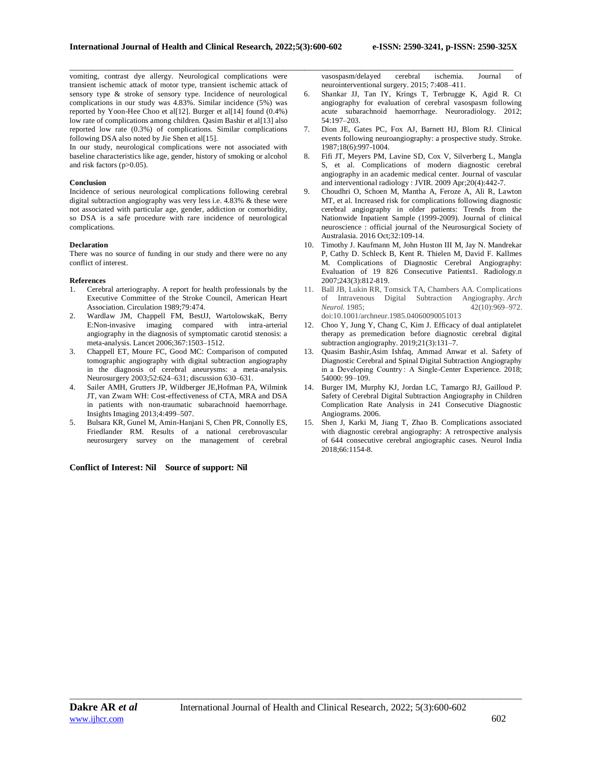vomiting, contrast dye allergy. Neurological complications were transient ischemic attack of motor type, transient ischemic attack of sensory type & stroke of sensory type. Incidence of neurological complications in our study was 4.83%. Similar incidence (5%) was reported by Yoon-Hee Choo et al[12]. Burger et al[14] found (0.4%) low rate of complications among children. Qasim Bashir et al[13] also reported low rate (0.3%) of complications. Similar complications following DSA also noted by Jie Shen et al[15].

In our study, neurological complications were not associated with baseline characteristics like age, gender, history of smoking or alcohol and risk factors (p>0.05).

### Conclusion

Incidence of serious neurological complications following cerebral digital subtraction angiography was very less i.e. 4.83% & these were not associated with particular age, gender, addiction or comorbidity, so DSA is a safe procedure with rare incidence of neurological complications.

### Declaration

There was no source of funding in our study and there were no any conflict of interest.

### References

1. Cerebral arteriography. A report for health professionals by the Executive Committee of the Stroke Council, American Heart Association. Circulation 1989;79:474.
2. Wardlaw JM, Chappell FM, BestJJ, WartolowskaK, Berry E:Non-invasive imaging compared with intra-arterial angiography in the diagnosis of symptomatic carotid stenosis: a meta-analysis. Lancet 2006;367:1503–1512.
3. Chappell ET, Moure FC, Good MC: Comparison of computed tomographic angiography with digital subtraction angiography in the diagnosis of cerebral aneurysms: a meta-analysis. Neurosurgery 2003;52:624–631; discussion 630–631.
4. Sailer AMH, Grutters JP, Wildberger JE,Hofman PA, Wilmink JT, van Zwam WH: Cost-effectiveness of CTA, MRA and DSA in patients with non-traumatic subarachnoid haemorrhage. Insights Imaging 2013;4:499–507.
5. Bulsara KR, Gunel M, Amin-Hanjani S, Chen PR, Connolly ES, Friedlander RM. Results of a national cerebrovascular neurosurgery survey on the management of cerebral vasospasm/delayed cerebral ischemia. Journal of neurointerventional surgery. 2015; 7:408–411.
6. Shankar JJ, Tan IY, Krings T, Terbrugge K, Agid R. Ct angiography for evaluation of cerebral vasospasm following acute subarachnoid haemorrhage. Neuroradiology. 2012; 54:197–203.
7. Dion JE, Gates PC, Fox AJ, Barnett HJ, Blom RJ. Clinical events following neuroangiography: a prospective study. Stroke. 1987;18(6):997-1004.
8. Fifi JT, Meyers PM, Lavine SD, Cox V, Silverberg L, Mangla S, et al. Complications of modern diagnostic cerebral angiography in an academic medical center. Journal of vascular and interventional radiology : JVIR. 2009 Apr;20(4):442-7.
9. Choudhri O, Schoen M, Mantha A, Feroze A, Ali R, Lawton MT, et al. Increased risk for complications following diagnostic cerebral angiography in older patients: Trends from the Nationwide Inpatient Sample (1999-2009). Journal of clinical neuroscience : official journal of the Neurosurgical Society of Australasia. 2016 Oct;32:109-14.
10. Timothy J. Kaufmann M, John Huston III M, Jay N. Mandrekar P, Cathy D. Schleck B, Kent R. Thielen M, David F. Kallmes M. Complications of Diagnostic Cerebral Angiography: Evaluation of 19 826 Consecutive Patients1. Radiology.n 2007;243(3):812-819.
11. Ball JB, Lukin RR, Tomsick TA, Chambers AA. Complications of Intravenous Digital Subtraction Angiography. *Arch Neurol.* 1985; 42(10):969–972. doi:10.1001/archneur.1985.04060090051013
12. Choo Y, Jung Y, Chang C, Kim J. Efficacy of dual antiplatelet therapy as premedication before diagnostic cerebral digital subtraction angiography. 2019;21(3):131–7.
13. Quasim Bashir,Asim Ishfaq, Ammad Anwar et al. Safety of Diagnostic Cerebral and Spinal Digital Subtraction Angiography in a Developing Country : A Single-Center Experience. 2018; 54000: 99–109.
14. Burger IM, Murphy KJ, Jordan LC, Tamargo RJ, Gailloud P. Safety of Cerebral Digital Subtraction Angiography in Children Complication Rate Analysis in 241 Consecutive Diagnostic Angiograms. 2006.
15. Shen J, Karki M, Jiang T, Zhao B. Complications associated with diagnostic cerebral angiography: A retrospective analysis of 644 consecutive cerebral angiographic cases. Neurol India 2018;66:1154-8.

**Conflict of Interest: Nil  Source of support: Nil**